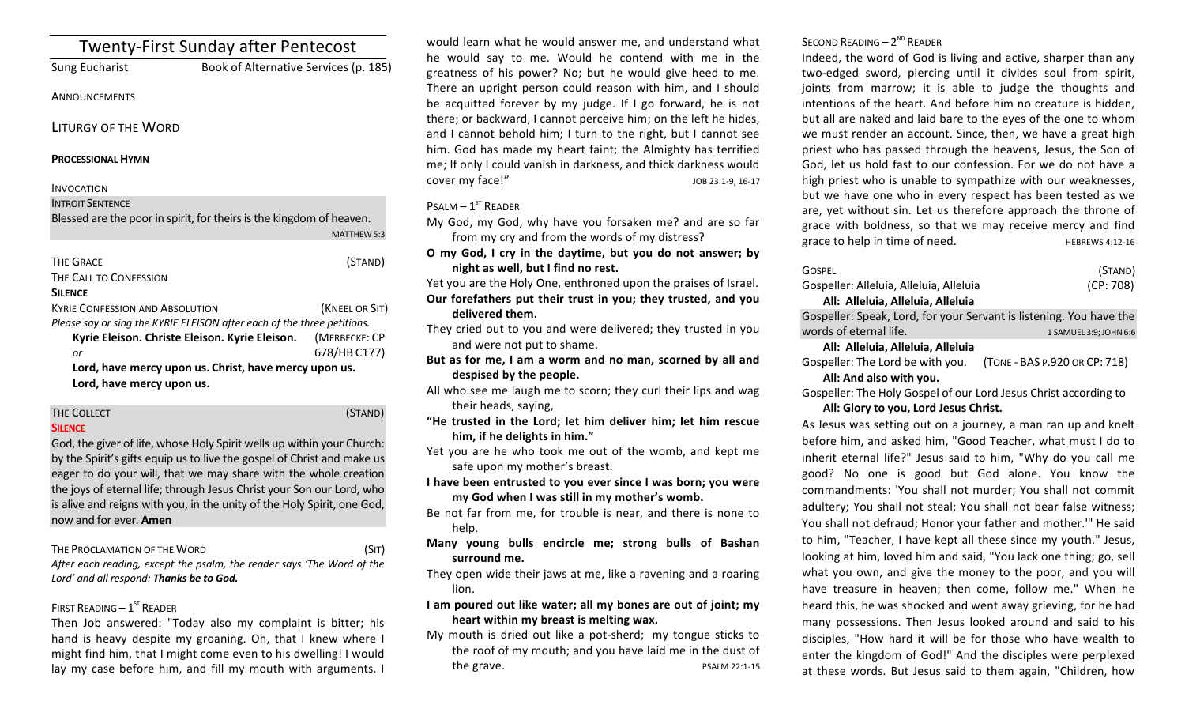# Twenty-First Sunday after Pentecost

Sung Eucharist — Book of Alternative Services (p. 185)

ANNOUNCEMENTS

## LITURGY OF THE WORD

**PROCESSIONAL HYMN**

INVOCATION

INTROIT SENTENCE

Blessed are the poor in spirit, for theirs is the kingdom of heaven.

MATTHEW 5:3

THE GRACE (STAND)

THE CALL TO CONFESSION

**SILENCE**

KYRIE CONFESSION AND ABSOLUTION (KNEEL OR SIT)

*Please say or sing the KYRIE ELEISON after each of the three petitions.*

**Kyrie Eleison. Christe Eleison. Kyrie Eleison.** (MERBECKE: CP *or* 678/HB C177)

**Lord, have mercy upon us. Christ, have mercy upon us.**
**Lord, have mercy upon us.**

THE COLLECT (STAND)

**SILENCE**

God, the giver of life, whose Holy Spirit wells up within your Church: by the Spirit's gifts equip us to live the gospel of Christ and make us eager to do your will, that we may share with the whole creation the joys of eternal life; through Jesus Christ your Son our Lord, who is alive and reigns with you, in the unity of the Holy Spirit, one God, now and for ever. **Amen**

THE PROCLAMATION OF THE WORD (SIT)

*After each reading, except the psalm, the reader says 'The Word of the Lord' and all respond:* ***Thanks be to God.***

FIRST READING – 1ST READER

Then Job answered: "Today also my complaint is bitter; his hand is heavy despite my groaning. Oh, that I knew where I might find him, that I might come even to his dwelling! I would lay my case before him, and fill my mouth with arguments. I would learn what he would answer me, and understand what he would say to me. Would he contend with me in the greatness of his power? No; but he would give heed to me. There an upright person could reason with him, and I should be acquitted forever by my judge. If I go forward, he is not there; or backward, I cannot perceive him; on the left he hides, and I cannot behold him; I turn to the right, but I cannot see him. God has made my heart faint; the Almighty has terrified me; If only I could vanish in darkness, and thick darkness would cover my face!" JOB 23:1-9, 16-17

PSALM – 1ST READER

My God, my God, why have you forsaken me? and are so far from my cry and from the words of my distress?

**O my God, I cry in the daytime, but you do not answer; by night as well, but I find no rest.**

Yet you are the Holy One, enthroned upon the praises of Israel.

**Our forefathers put their trust in you; they trusted, and you delivered them.**

They cried out to you and were delivered; they trusted in you and were not put to shame.

**But as for me, I am a worm and no man, scorned by all and despised by the people.**

All who see me laugh me to scorn; they curl their lips and wag their heads, saying,

**"He trusted in the Lord; let him deliver him; let him rescue him, if he delights in him."**

Yet you are he who took me out of the womb, and kept me safe upon my mother's breast.

**I have been entrusted to you ever since I was born; you were my God when I was still in my mother's womb.**

Be not far from me, for trouble is near, and there is none to help.

**Many young bulls encircle me; strong bulls of Bashan surround me.**

They open wide their jaws at me, like a ravening and a roaring lion.

**I am poured out like water; all my bones are out of joint; my heart within my breast is melting wax.**

My mouth is dried out like a pot-sherd; my tongue sticks to the roof of my mouth; and you have laid me in the dust of the grave. PSALM 22:1-15

SECOND READING – 2ND READER

Indeed, the word of God is living and active, sharper than any two-edged sword, piercing until it divides soul from spirit, joints from marrow; it is able to judge the thoughts and intentions of the heart. And before him no creature is hidden, but all are naked and laid bare to the eyes of the one to whom we must render an account. Since, then, we have a great high priest who has passed through the heavens, Jesus, the Son of God, let us hold fast to our confession. For we do not have a high priest who is unable to sympathize with our weaknesses, but we have one who in every respect has been tested as we are, yet without sin. Let us therefore approach the throne of grace with boldness, so that we may receive mercy and find grace to help in time of need. HEBREWS 4:12-16

GOSPEL (STAND)

Gospeller: Alleluia, Alleluia, Alleluia (CP: 708)

**All: Alleluia, Alleluia, Alleluia**

Gospeller: Speak, Lord, for your Servant is listening. You have the words of eternal life. 1 SAMUEL 3:9; JOHN 6:6

**All: Alleluia, Alleluia, Alleluia**

Gospeller: The Lord be with you. (TONE - BAS P.920 OR CP: 718)

**All: And also with you.**

Gospeller: The Holy Gospel of our Lord Jesus Christ according to

**All: Glory to you, Lord Jesus Christ.**

As Jesus was setting out on a journey, a man ran up and knelt before him, and asked him, "Good Teacher, what must I do to inherit eternal life?" Jesus said to him, "Why do you call me good? No one is good but God alone. You know the commandments: 'You shall not murder; You shall not commit adultery; You shall not steal; You shall not bear false witness; You shall not defraud; Honor your father and mother.'" He said to him, "Teacher, I have kept all these since my youth." Jesus, looking at him, loved him and said, "You lack one thing; go, sell what you own, and give the money to the poor, and you will have treasure in heaven; then come, follow me." When he heard this, he was shocked and went away grieving, for he had many possessions. Then Jesus looked around and said to his disciples, "How hard it will be for those who have wealth to enter the kingdom of God!" And the disciples were perplexed at these words. But Jesus said to them again, "Children, how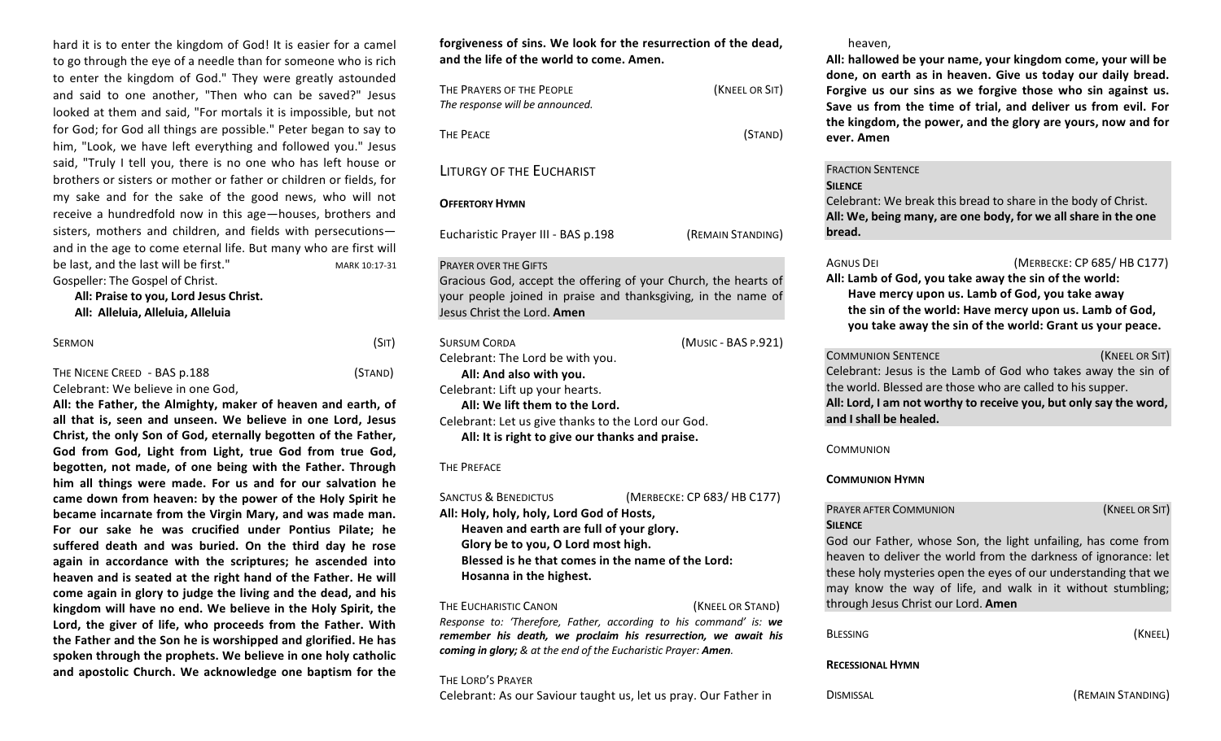hard it is to enter the kingdom of God! It is easier for a camel to go through the eye of a needle than for someone who is rich to enter the kingdom of God." They were greatly astounded and said to one another, "Then who can be saved?" Jesus looked at them and said, "For mortals it is impossible, but not for God; for God all things are possible." Peter began to say to him, "Look, we have left everything and followed you." Jesus said, "Truly I tell you, there is no one who has left house or brothers or sisters or mother or father or children or fields, for my sake and for the sake of the good news, who will not receive a hundredfold now in this age—houses, brothers and sisters, mothers and children, and fields with persecutions—and in the age to come eternal life. But many who are first will be last, and the last will be first." MARK 10:17-31

Gospeller: The Gospel of Christ.

**All: Praise to you, Lord Jesus Christ.**

**All: Alleluia, Alleluia, Alleluia**

SERMON (SIT)

THE NICENE CREED - BAS p.188 (STAND)

Celebrant: We believe in one God,

**All: the Father, the Almighty, maker of heaven and earth, of all that is, seen and unseen. We believe in one Lord, Jesus Christ, the only Son of God, eternally begotten of the Father, God from God, Light from Light, true God from true God, begotten, not made, of one being with the Father. Through him all things were made. For us and for our salvation he came down from heaven: by the power of the Holy Spirit he became incarnate from the Virgin Mary, and was made man. For our sake he was crucified under Pontius Pilate; he suffered death and was buried. On the third day he rose again in accordance with the scriptures; he ascended into heaven and is seated at the right hand of the Father. He will come again in glory to judge the living and the dead, and his kingdom will have no end. We believe in the Holy Spirit, the Lord, the giver of life, who proceeds from the Father. With the Father and the Son he is worshipped and glorified. He has spoken through the prophets. We believe in one holy catholic and apostolic Church. We acknowledge one baptism for the forgiveness of sins. We look for the resurrection of the dead, and the life of the world to come. Amen.**

THE PRAYERS OF THE PEOPLE (KNEEL OR SIT)

*The response will be announced.*

THE PEACE (STAND)

## LITURGY OF THE EUCHARIST

**OFFERTORY HYMN**

Eucharistic Prayer III - BAS p.198 (REMAIN STANDING)

PRAYER OVER THE GIFTS

Gracious God, accept the offering of your Church, the hearts of your people joined in praise and thanksgiving, in the name of Jesus Christ the Lord. **Amen**

SURSUM CORDA (MUSIC - BAS P.921)

Celebrant: The Lord be with you.

**All: And also with you.**

Celebrant: Lift up your hearts.

**All: We lift them to the Lord.**

Celebrant: Let us give thanks to the Lord our God.

**All: It is right to give our thanks and praise.**

THE PREFACE

SANCTUS & BENEDICTUS (MERBECKE: CP 683/ HB C177)

**All: Holy, holy, holy, Lord God of Hosts,
Heaven and earth are full of your glory.
Glory be to you, O Lord most high.
Blessed is he that comes in the name of the Lord:
Hosanna in the highest.**

THE EUCHARISTIC CANON (KNEEL OR STAND)

*Response to: 'Therefore, Father, according to his command' is:* ***we remember his death, we proclaim his resurrection, we await his coming in glory;*** *& at the end of the Eucharistic Prayer:* ***Amen****.*

THE LORD'S PRAYER

Celebrant: As our Saviour taught us, let us pray. Our Father in heaven,

**All: hallowed be your name, your kingdom come, your will be done, on earth as in heaven. Give us today our daily bread. Forgive us our sins as we forgive those who sin against us. Save us from the time of trial, and deliver us from evil. For the kingdom, the power, and the glory are yours, now and for ever. Amen**

FRACTION SENTENCE

**SILENCE**

Celebrant: We break this bread to share in the body of Christ.

**All: We, being many, are one body, for we all share in the one bread.**

AGNUS DEI (MERBECKE: CP 685/ HB C177)

**All: Lamb of God, you take away the sin of the world:
Have mercy upon us. Lamb of God, you take away
the sin of the world: Have mercy upon us. Lamb of God,
you take away the sin of the world: Grant us your peace.**

COMMUNION SENTENCE (KNEEL OR SIT)

Celebrant: Jesus is the Lamb of God who takes away the sin of the world. Blessed are those who are called to his supper.

**All: Lord, I am not worthy to receive you, but only say the word, and I shall be healed.**

COMMUNION

**COMMUNION HYMN**

PRAYER AFTER COMMUNION (KNEEL OR SIT)

**SILENCE**

God our Father, whose Son, the light unfailing, has come from heaven to deliver the world from the darkness of ignorance: let these holy mysteries open the eyes of our understanding that we may know the way of life, and walk in it without stumbling; through Jesus Christ our Lord. **Amen**

BLESSING (KNEEL)

**RECESSIONAL HYMN**

DISMISSAL (REMAIN STANDING)